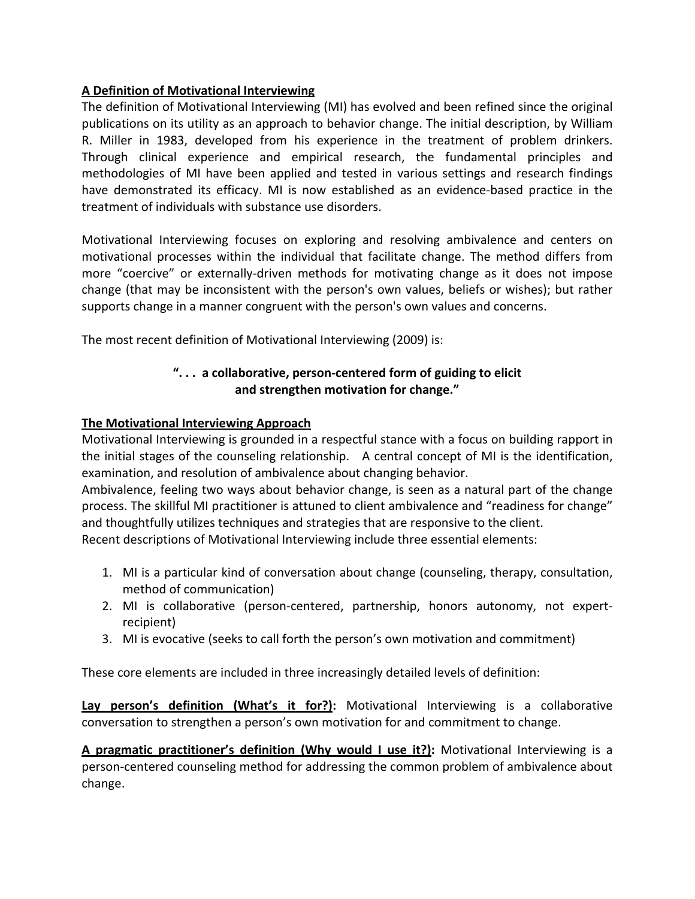## A Definition of Motivational Interviewing

The definition of Motivational Interviewing (MI) has evolved and been refined since the original publications on its utility as an approach to behavior change. The initial description, by William R. Miller in 1983, developed from his experience in the treatment of problem drinkers. Through clinical experience and empirical research, the fundamental principles and methodologies of MI have been applied and tested in various settings and research findings have demonstrated its efficacy. MI is now established as an evidence-based practice in the treatment of individuals with substance use disorders.

Motivational Interviewing focuses on exploring and resolving ambivalence and centers on motivational processes within the individual that facilitate change. The method differs from more "coercive" or externally-driven methods for motivating change as it does not impose change (that may be inconsistent with the person's own values, beliefs or wishes); but rather supports change in a manner congruent with the person's own values and concerns.

The most recent definition of Motivational Interviewing (2009) is:

**". . . a collaborative, person-centered form of guiding to elicit and strengthen motivation for change."**

## The Motivational Interviewing Approach

Motivational Interviewing is grounded in a respectful stance with a focus on building rapport in the initial stages of the counseling relationship. A central concept of MI is the identification, examination, and resolution of ambivalence about changing behavior.
Ambivalence, feeling two ways about behavior change, is seen as a natural part of the change process. The skillful MI practitioner is attuned to client ambivalence and "readiness for change" and thoughtfully utilizes techniques and strategies that are responsive to the client.
Recent descriptions of Motivational Interviewing include three essential elements:

1. MI is a particular kind of conversation about change (counseling, therapy, consultation, method of communication)
2. MI is collaborative (person-centered, partnership, honors autonomy, not expert-recipient)
3. MI is evocative (seeks to call forth the person's own motivation and commitment)

These core elements are included in three increasingly detailed levels of definition:

**Lay person's definition (What's it for?):** Motivational Interviewing is a collaborative conversation to strengthen a person's own motivation for and commitment to change.

**A pragmatic practitioner's definition (Why would I use it?):** Motivational Interviewing is a person-centered counseling method for addressing the common problem of ambivalence about change.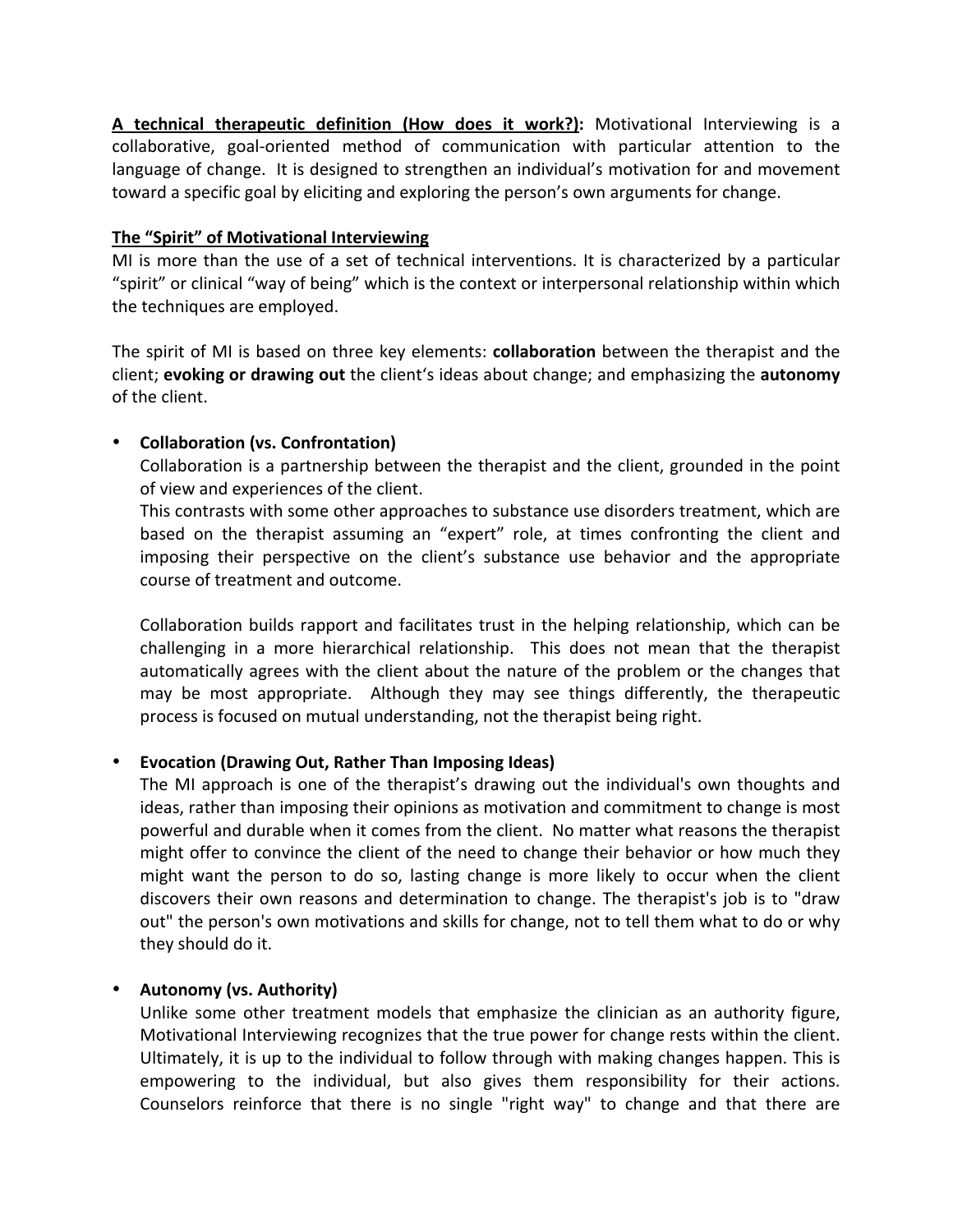**A technical therapeutic definition (How does it work?):** Motivational Interviewing is a collaborative, goal-oriented method of communication with particular attention to the language of change. It is designed to strengthen an individual's motivation for and movement toward a specific goal by eliciting and exploring the person's own arguments for change.

**The "Spirit" of Motivational Interviewing**

MI is more than the use of a set of technical interventions. It is characterized by a particular "spirit" or clinical "way of being" which is the context or interpersonal relationship within which the techniques are employed.

The spirit of MI is based on three key elements: **collaboration** between the therapist and the client; **evoking or drawing out** the client's ideas about change; and emphasizing the **autonomy** of the client.

- **Collaboration (vs. Confrontation)**
  Collaboration is a partnership between the therapist and the client, grounded in the point of view and experiences of the client.
  This contrasts with some other approaches to substance use disorders treatment, which are based on the therapist assuming an "expert" role, at times confronting the client and imposing their perspective on the client's substance use behavior and the appropriate course of treatment and outcome.

  Collaboration builds rapport and facilitates trust in the helping relationship, which can be challenging in a more hierarchical relationship. This does not mean that the therapist automatically agrees with the client about the nature of the problem or the changes that may be most appropriate. Although they may see things differently, the therapeutic process is focused on mutual understanding, not the therapist being right.

- **Evocation (Drawing Out, Rather Than Imposing Ideas)**
  The MI approach is one of the therapist's drawing out the individual's own thoughts and ideas, rather than imposing their opinions as motivation and commitment to change is most powerful and durable when it comes from the client. No matter what reasons the therapist might offer to convince the client of the need to change their behavior or how much they might want the person to do so, lasting change is more likely to occur when the client discovers their own reasons and determination to change. The therapist's job is to "draw out" the person's own motivations and skills for change, not to tell them what to do or why they should do it.

- **Autonomy (vs. Authority)**
  Unlike some other treatment models that emphasize the clinician as an authority figure, Motivational Interviewing recognizes that the true power for change rests within the client. Ultimately, it is up to the individual to follow through with making changes happen. This is empowering to the individual, but also gives them responsibility for their actions. Counselors reinforce that there is no single "right way" to change and that there are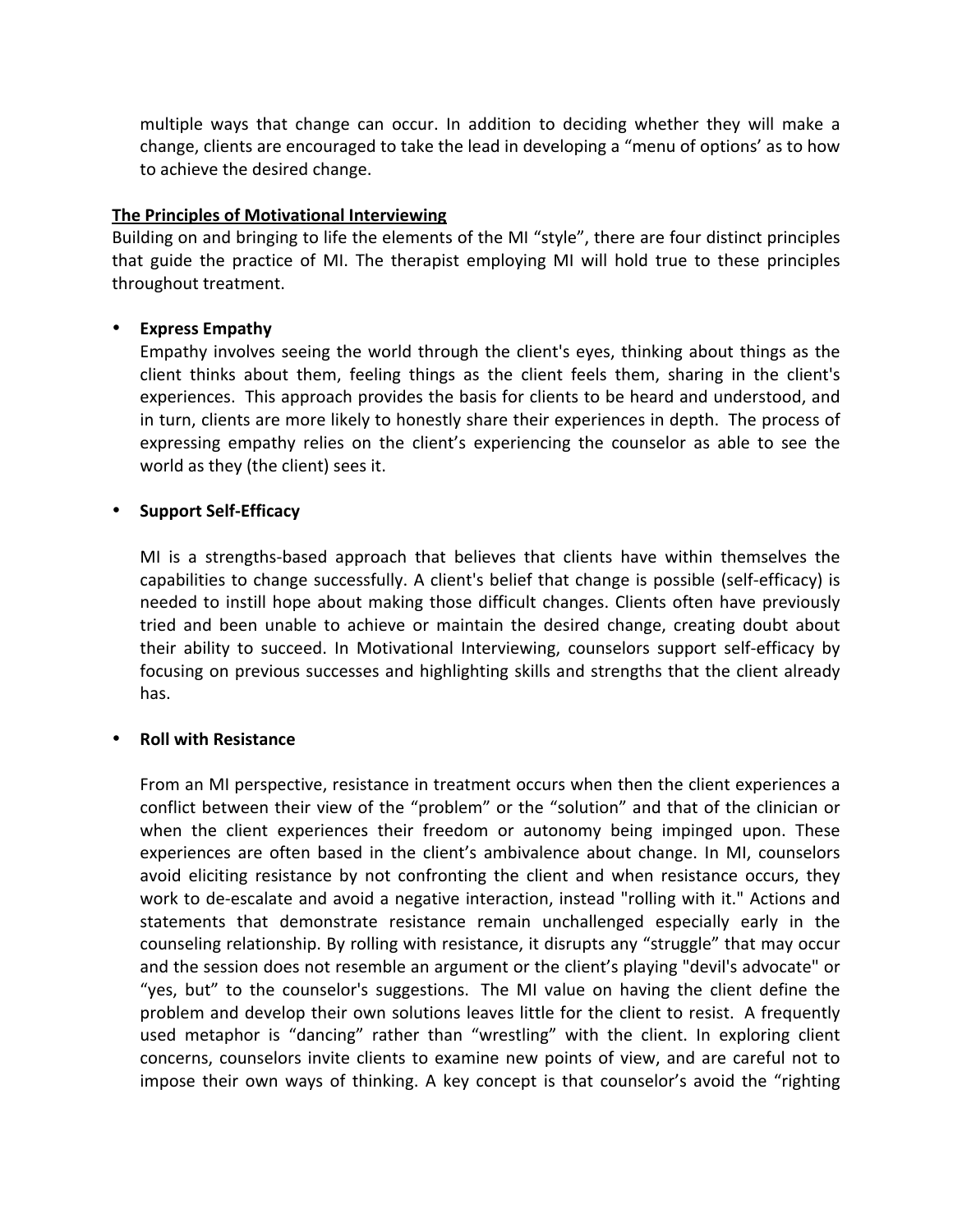multiple ways that change can occur. In addition to deciding whether they will make a change, clients are encouraged to take the lead in developing a "menu of options' as to how to achieve the desired change.

**The Principles of Motivational Interviewing**

Building on and bringing to life the elements of the MI "style", there are four distinct principles that guide the practice of MI. The therapist employing MI will hold true to these principles throughout treatment.

- **Express Empathy**

  Empathy involves seeing the world through the client's eyes, thinking about things as the client thinks about them, feeling things as the client feels them, sharing in the client's experiences. This approach provides the basis for clients to be heard and understood, and in turn, clients are more likely to honestly share their experiences in depth. The process of expressing empathy relies on the client's experiencing the counselor as able to see the world as they (the client) sees it.

- **Support Self-Efficacy**

  MI is a strengths-based approach that believes that clients have within themselves the capabilities to change successfully. A client's belief that change is possible (self-efficacy) is needed to instill hope about making those difficult changes. Clients often have previously tried and been unable to achieve or maintain the desired change, creating doubt about their ability to succeed. In Motivational Interviewing, counselors support self-efficacy by focusing on previous successes and highlighting skills and strengths that the client already has.

- **Roll with Resistance**

  From an MI perspective, resistance in treatment occurs when then the client experiences a conflict between their view of the "problem" or the "solution" and that of the clinician or when the client experiences their freedom or autonomy being impinged upon. These experiences are often based in the client's ambivalence about change. In MI, counselors avoid eliciting resistance by not confronting the client and when resistance occurs, they work to de-escalate and avoid a negative interaction, instead "rolling with it." Actions and statements that demonstrate resistance remain unchallenged especially early in the counseling relationship. By rolling with resistance, it disrupts any "struggle" that may occur and the session does not resemble an argument or the client's playing "devil's advocate" or "yes, but" to the counselor's suggestions. The MI value on having the client define the problem and develop their own solutions leaves little for the client to resist. A frequently used metaphor is "dancing" rather than "wrestling" with the client. In exploring client concerns, counselors invite clients to examine new points of view, and are careful not to impose their own ways of thinking. A key concept is that counselor's avoid the "righting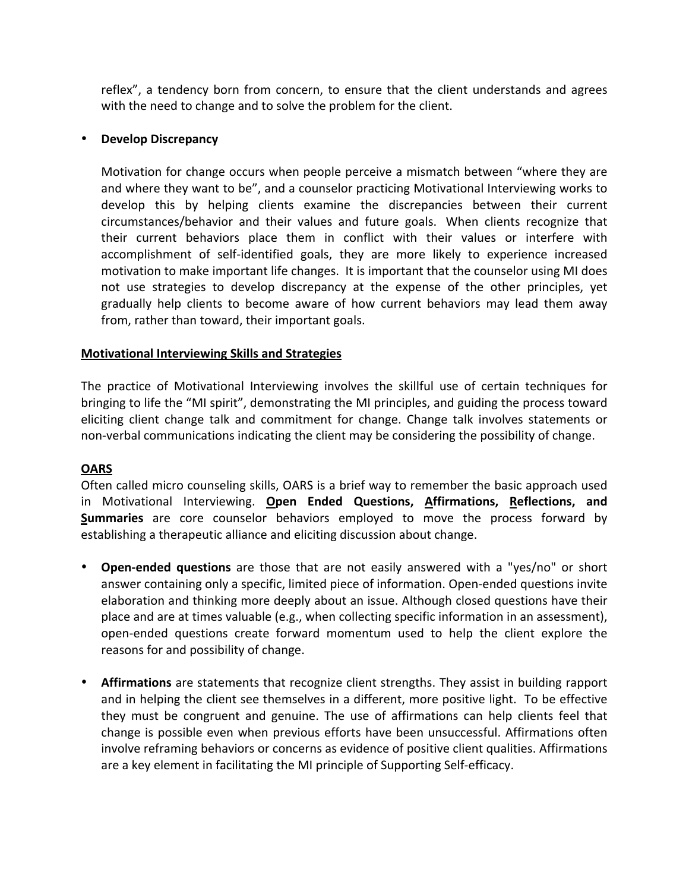reflex", a tendency born from concern, to ensure that the client understands and agrees with the need to change and to solve the problem for the client.

- **Develop Discrepancy**

  Motivation for change occurs when people perceive a mismatch between "where they are and where they want to be", and a counselor practicing Motivational Interviewing works to develop this by helping clients examine the discrepancies between their current circumstances/behavior and their values and future goals. When clients recognize that their current behaviors place them in conflict with their values or interfere with accomplishment of self-identified goals, they are more likely to experience increased motivation to make important life changes. It is important that the counselor using MI does not use strategies to develop discrepancy at the expense of the other principles, yet gradually help clients to become aware of how current behaviors may lead them away from, rather than toward, their important goals.

## <u>Motivational Interviewing Skills and Strategies</u>

The practice of Motivational Interviewing involves the skillful use of certain techniques for bringing to life the "MI spirit", demonstrating the MI principles, and guiding the process toward eliciting client change talk and commitment for change. Change talk involves statements or non-verbal communications indicating the client may be considering the possibility of change.

### <u>OARS</u>

Often called micro counseling skills, OARS is a brief way to remember the basic approach used in Motivational Interviewing. **<u>O</u>pen Ended Questions, <u>A</u>ffirmations, <u>R</u>eflections, and <u>S</u>ummaries** are core counselor behaviors employed to move the process forward by establishing a therapeutic alliance and eliciting discussion about change.

- **Open-ended questions** are those that are not easily answered with a "yes/no" or short answer containing only a specific, limited piece of information. Open-ended questions invite elaboration and thinking more deeply about an issue. Although closed questions have their place and are at times valuable (e.g., when collecting specific information in an assessment), open-ended questions create forward momentum used to help the client explore the reasons for and possibility of change.

- **Affirmations** are statements that recognize client strengths. They assist in building rapport and in helping the client see themselves in a different, more positive light. To be effective they must be congruent and genuine. The use of affirmations can help clients feel that change is possible even when previous efforts have been unsuccessful. Affirmations often involve reframing behaviors or concerns as evidence of positive client qualities. Affirmations are a key element in facilitating the MI principle of Supporting Self-efficacy.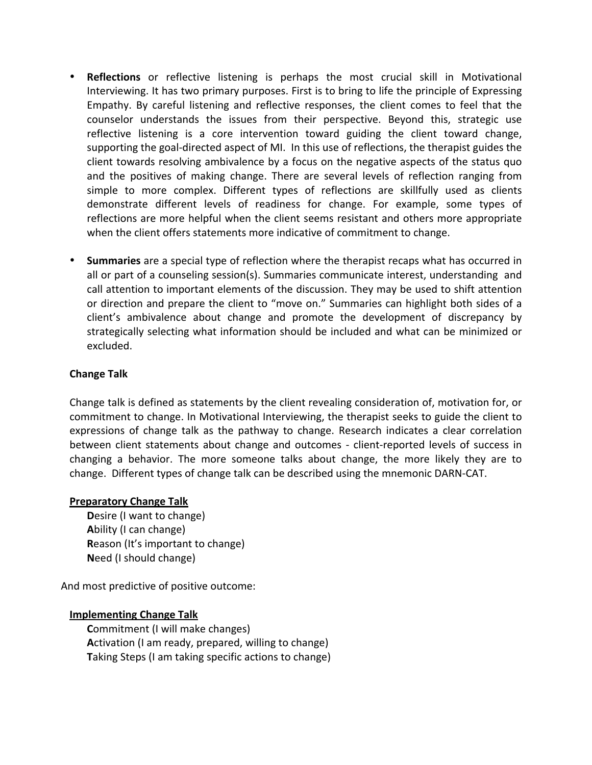- **Reflections** or reflective listening is perhaps the most crucial skill in Motivational Interviewing. It has two primary purposes. First is to bring to life the principle of Expressing Empathy. By careful listening and reflective responses, the client comes to feel that the counselor understands the issues from their perspective. Beyond this, strategic use reflective listening is a core intervention toward guiding the client toward change, supporting the goal-directed aspect of MI. In this use of reflections, the therapist guides the client towards resolving ambivalence by a focus on the negative aspects of the status quo and the positives of making change. There are several levels of reflection ranging from simple to more complex. Different types of reflections are skillfully used as clients demonstrate different levels of readiness for change. For example, some types of reflections are more helpful when the client seems resistant and others more appropriate when the client offers statements more indicative of commitment to change.

- **Summaries** are a special type of reflection where the therapist recaps what has occurred in all or part of a counseling session(s). Summaries communicate interest, understanding and call attention to important elements of the discussion. They may be used to shift attention or direction and prepare the client to "move on." Summaries can highlight both sides of a client's ambivalence about change and promote the development of discrepancy by strategically selecting what information should be included and what can be minimized or excluded.

**Change Talk**

Change talk is defined as statements by the client revealing consideration of, motivation for, or commitment to change. In Motivational Interviewing, the therapist seeks to guide the client to expressions of change talk as the pathway to change. Research indicates a clear correlation between client statements about change and outcomes - client-reported levels of success in changing a behavior. The more someone talks about change, the more likely they are to change. Different types of change talk can be described using the mnemonic DARN-CAT.

**Preparatory Change Talk**

**D**esire (I want to change)
**A**bility (I can change)
**R**eason (It's important to change)
**N**eed (I should change)

And most predictive of positive outcome:

**Implementing Change Talk**

**C**ommitment (I will make changes)
**A**ctivation (I am ready, prepared, willing to change)
**T**aking Steps (I am taking specific actions to change)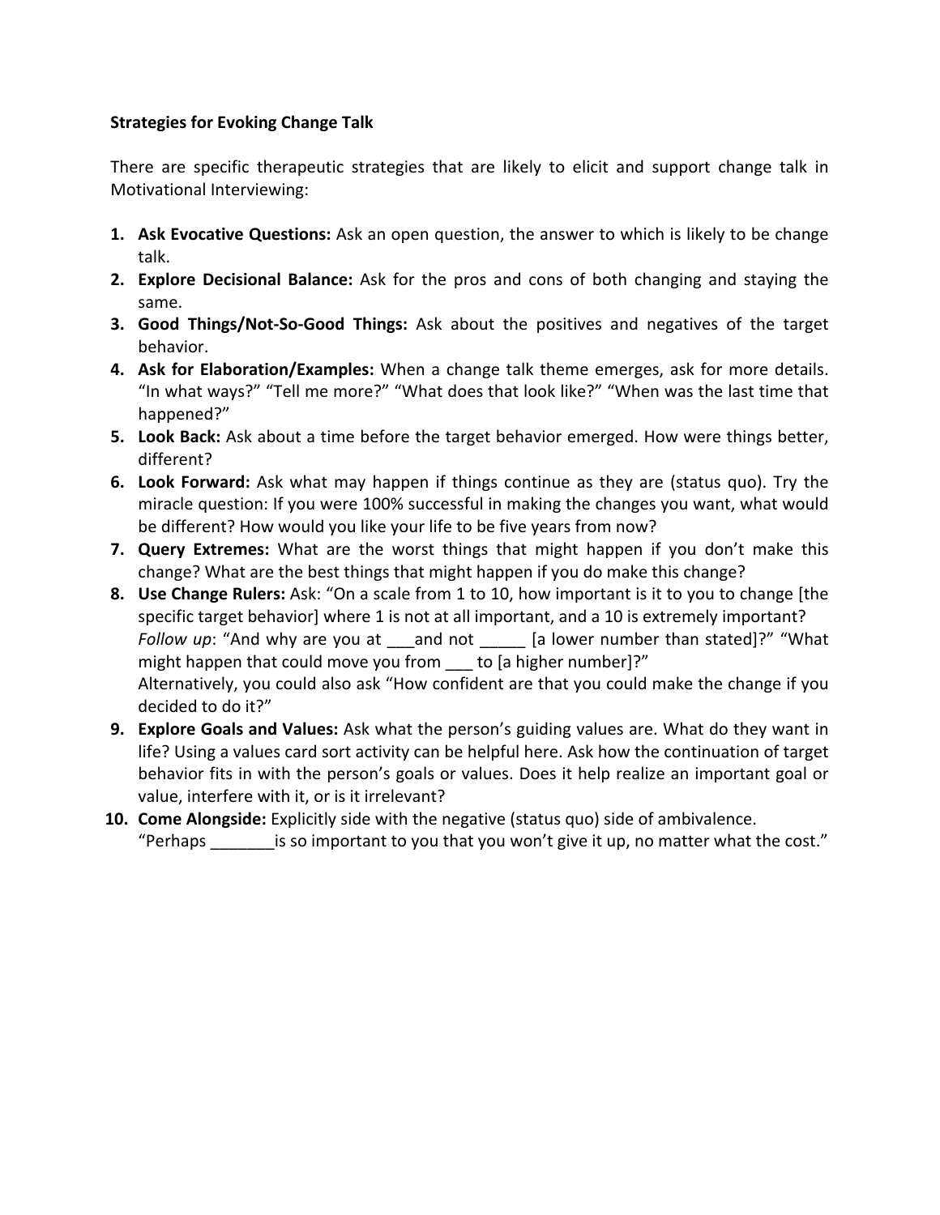**Strategies for Evoking Change Talk**

There are specific therapeutic strategies that are likely to elicit and support change talk in Motivational Interviewing:

1. **Ask Evocative Questions:** Ask an open question, the answer to which is likely to be change talk.
2. **Explore Decisional Balance:** Ask for the pros and cons of both changing and staying the same.
3. **Good Things/Not-So-Good Things:** Ask about the positives and negatives of the target behavior.
4. **Ask for Elaboration/Examples:** When a change talk theme emerges, ask for more details. "In what ways?" "Tell me more?" "What does that look like?" "When was the last time that happened?"
5. **Look Back:** Ask about a time before the target behavior emerged. How were things better, different?
6. **Look Forward:** Ask what may happen if things continue as they are (status quo). Try the miracle question: If you were 100% successful in making the changes you want, what would be different? How would you like your life to be five years from now?
7. **Query Extremes:** What are the worst things that might happen if you don't make this change? What are the best things that might happen if you do make this change?
8. **Use Change Rulers:** Ask: "On a scale from 1 to 10, how important is it to you to change [the specific target behavior] where 1 is not at all important, and a 10 is extremely important? *Follow up*: "And why are you at ___and not _____ [a lower number than stated]?" "What might happen that could move you from ___ to [a higher number]?"
   Alternatively, you could also ask "How confident are that you could make the change if you decided to do it?"
9. **Explore Goals and Values:** Ask what the person's guiding values are. What do they want in life? Using a values card sort activity can be helpful here. Ask how the continuation of target behavior fits in with the person's goals or values. Does it help realize an important goal or value, interfere with it, or is it irrelevant?
10. **Come Alongside:** Explicitly side with the negative (status quo) side of ambivalence.
    "Perhaps _______is so important to you that you won't give it up, no matter what the cost."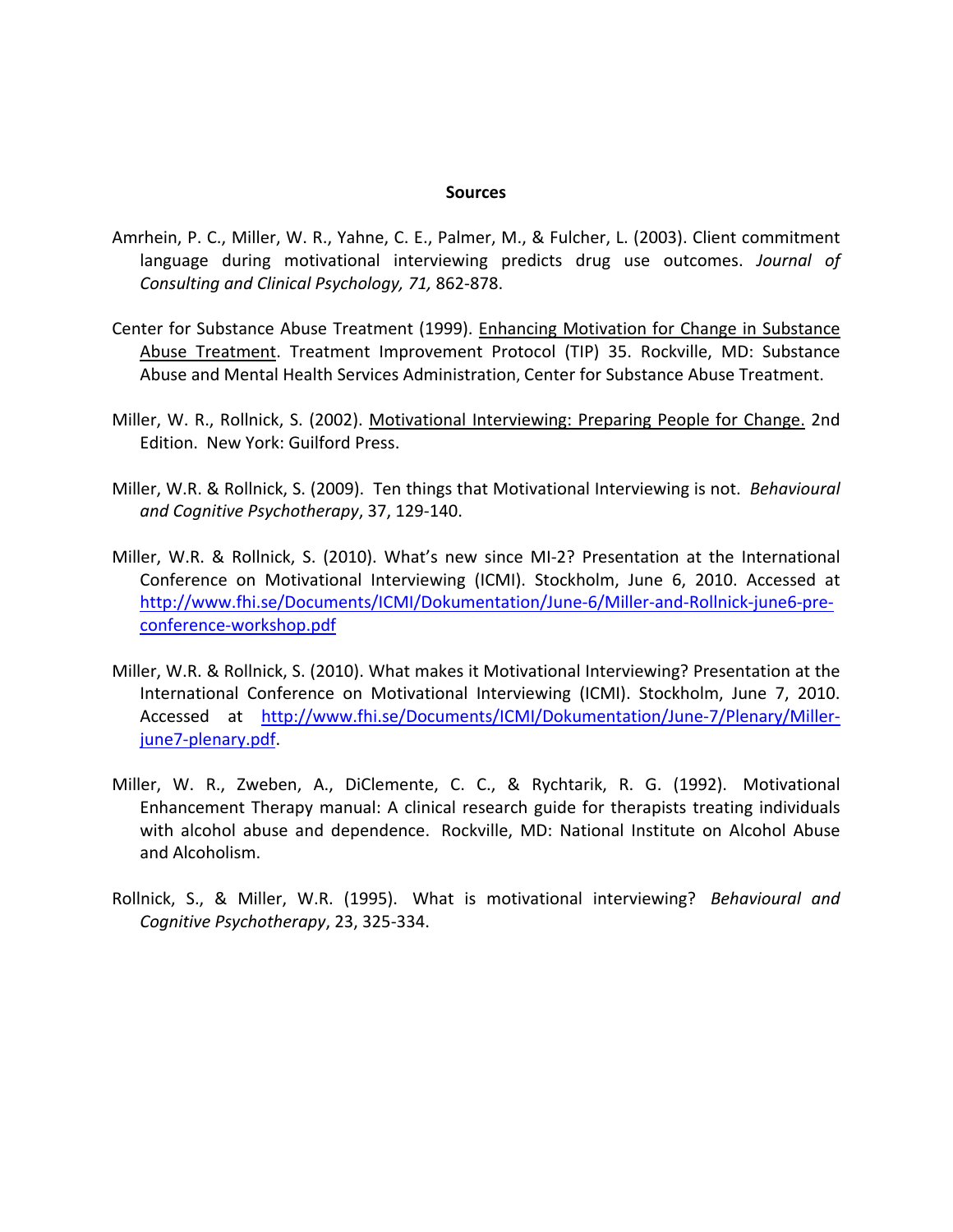**Sources**

Amrhein, P. C., Miller, W. R., Yahne, C. E., Palmer, M., & Fulcher, L. (2003). Client commitment language during motivational interviewing predicts drug use outcomes. *Journal of Consulting and Clinical Psychology, 71,* 862-878.

Center for Substance Abuse Treatment (1999). Enhancing Motivation for Change in Substance Abuse Treatment. Treatment Improvement Protocol (TIP) 35. Rockville, MD: Substance Abuse and Mental Health Services Administration, Center for Substance Abuse Treatment.

Miller, W. R., Rollnick, S. (2002). Motivational Interviewing: Preparing People for Change. 2nd Edition. New York: Guilford Press.

Miller, W.R. & Rollnick, S. (2009). Ten things that Motivational Interviewing is not. *Behavioural and Cognitive Psychotherapy*, 37, 129-140.

Miller, W.R. & Rollnick, S. (2010). What's new since MI-2? Presentation at the International Conference on Motivational Interviewing (ICMI). Stockholm, June 6, 2010. Accessed at http://www.fhi.se/Documents/ICMI/Dokumentation/June-6/Miller-and-Rollnick-june6-pre-conference-workshop.pdf

Miller, W.R. & Rollnick, S. (2010). What makes it Motivational Interviewing? Presentation at the International Conference on Motivational Interviewing (ICMI). Stockholm, June 7, 2010. Accessed at http://www.fhi.se/Documents/ICMI/Dokumentation/June-7/Plenary/Miller-june7-plenary.pdf.

Miller, W. R., Zweben, A., DiClemente, C. C., & Rychtarik, R. G. (1992). Motivational Enhancement Therapy manual: A clinical research guide for therapists treating individuals with alcohol abuse and dependence. Rockville, MD: National Institute on Alcohol Abuse and Alcoholism.

Rollnick, S., & Miller, W.R. (1995). What is motivational interviewing? *Behavioural and Cognitive Psychotherapy*, 23, 325-334.